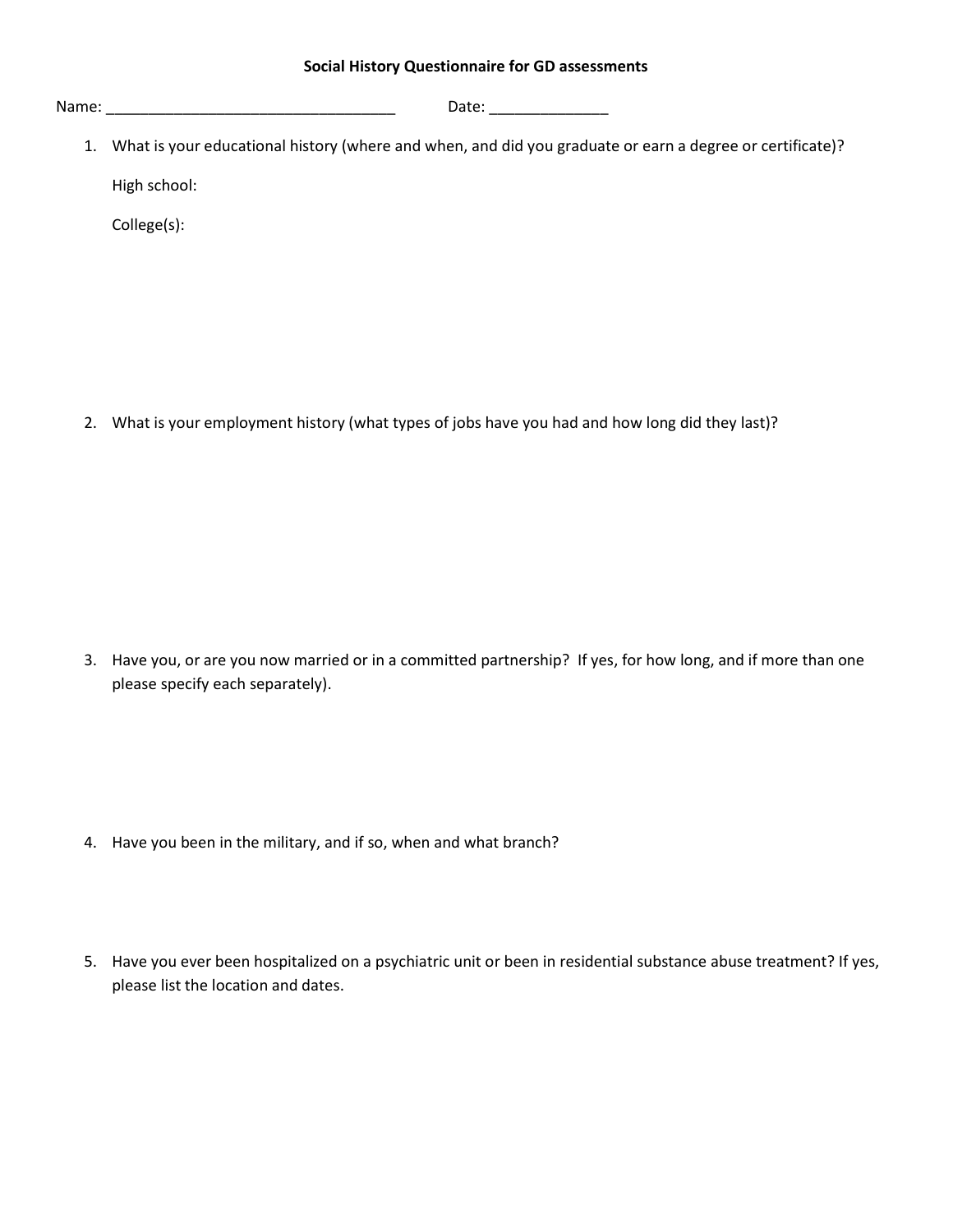**Social History Questionnaire for GD assessments**

Name: ___________________________________ Date: ______________

1. What is your educational history (where and when, and did you graduate or earn a degree or certificate)?

   High school:

   College(s):

2. What is your employment history (what types of jobs have you had and how long did they last)?

3. Have you, or are you now married or in a committed partnership? If yes, for how long, and if more than one please specify each separately).

4. Have you been in the military, and if so, when and what branch?

5. Have you ever been hospitalized on a psychiatric unit or been in residential substance abuse treatment? If yes, please list the location and dates.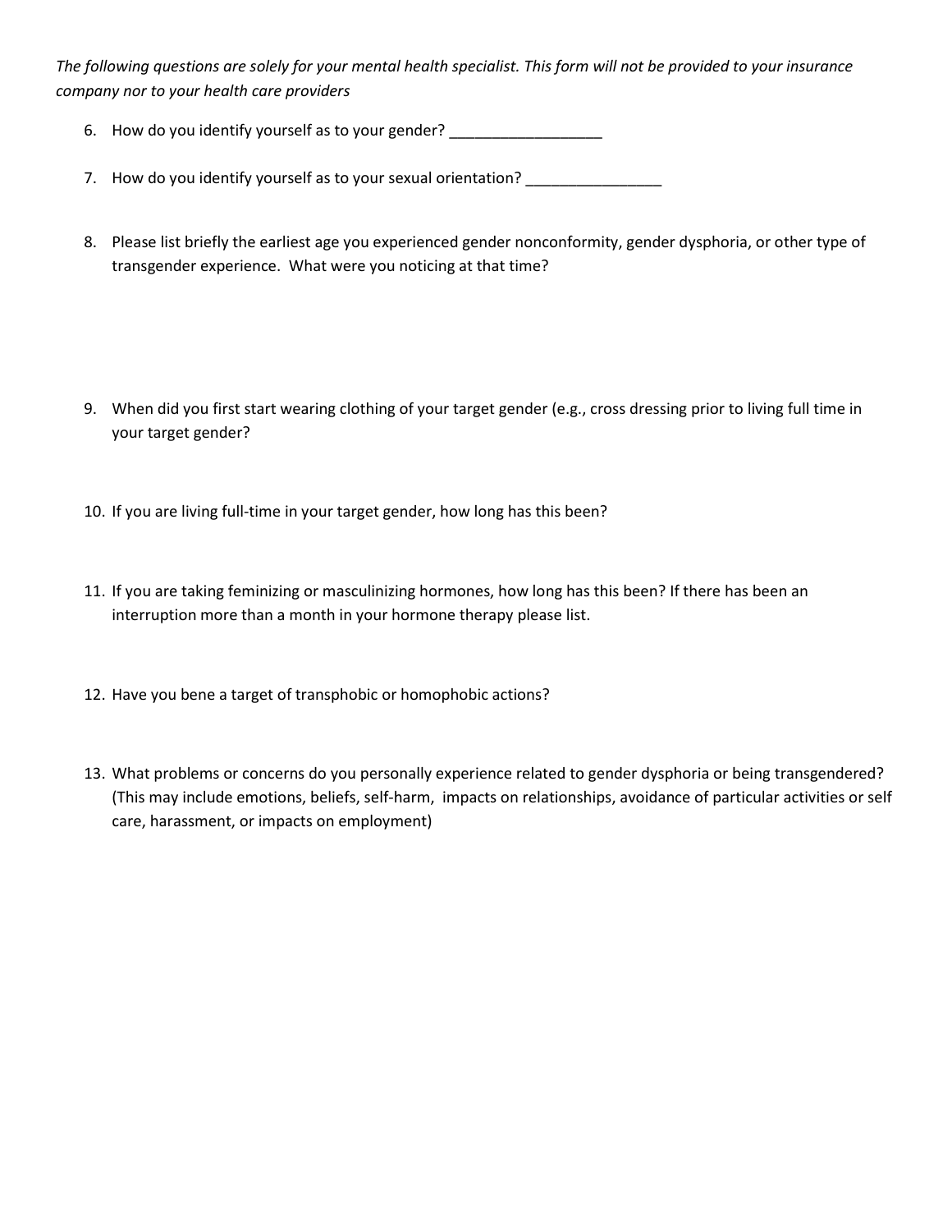*The following questions are solely for your mental health specialist. This form will not be provided to your insurance company nor to your health care providers*

6. How do you identify yourself as to your gender? __________________

7. How do you identify yourself as to your sexual orientation? ________________

8. Please list briefly the earliest age you experienced gender nonconformity, gender dysphoria, or other type of transgender experience. What were you noticing at that time?

9. When did you first start wearing clothing of your target gender (e.g., cross dressing prior to living full time in your target gender?

10. If you are living full-time in your target gender, how long has this been?

11. If you are taking feminizing or masculinizing hormones, how long has this been? If there has been an interruption more than a month in your hormone therapy please list.

12. Have you bene a target of transphobic or homophobic actions?

13. What problems or concerns do you personally experience related to gender dysphoria or being transgendered? (This may include emotions, beliefs, self-harm, impacts on relationships, avoidance of particular activities or self care, harassment, or impacts on employment)